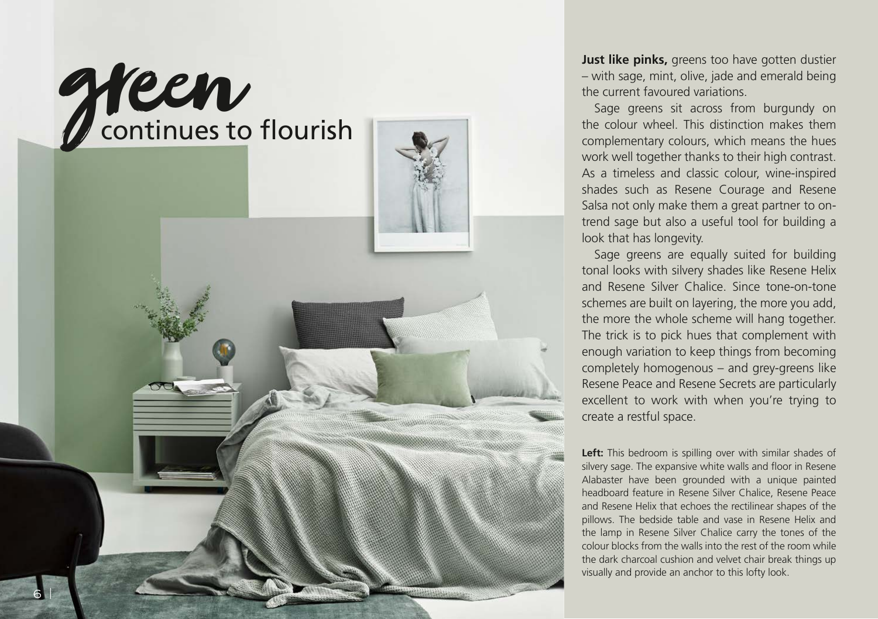# green continues to flourish

**Just like pinks,** greens too have gotten dustier – with sage, mint, olive, jade and emerald being the current favoured variations.

Sage greens sit across from burgundy on the colour wheel. This distinction makes them complementary colours, which means the hues work well together thanks to their high contrast. As a timeless and classic colour, wine-inspired shades such as Resene Courage and Resene Salsa not only make them a great partner to on-trend sage but also a useful tool for building a look that has longevity.

Sage greens are equally suited for building tonal looks with silvery shades like Resene Helix and Resene Silver Chalice. Since tone-on-tone schemes are built on layering, the more you add, the more the whole scheme will hang together. The trick is to pick hues that complement with enough variation to keep things from becoming completely homogenous – and grey-greens like Resene Peace and Resene Secrets are particularly excellent to work with when you're trying to create a restful space.

**Left:** This bedroom is spilling over with similar shades of silvery sage. The expansive white walls and floor in Resene Alabaster have been grounded with a unique painted headboard feature in Resene Silver Chalice, Resene Peace and Resene Helix that echoes the rectilinear shapes of the pillows. The bedside table and vase in Resene Helix and the lamp in Resene Silver Chalice carry the tones of the colour blocks from the walls into the rest of the room while the dark charcoal cushion and velvet chair break things up visually and provide an anchor to this lofty look.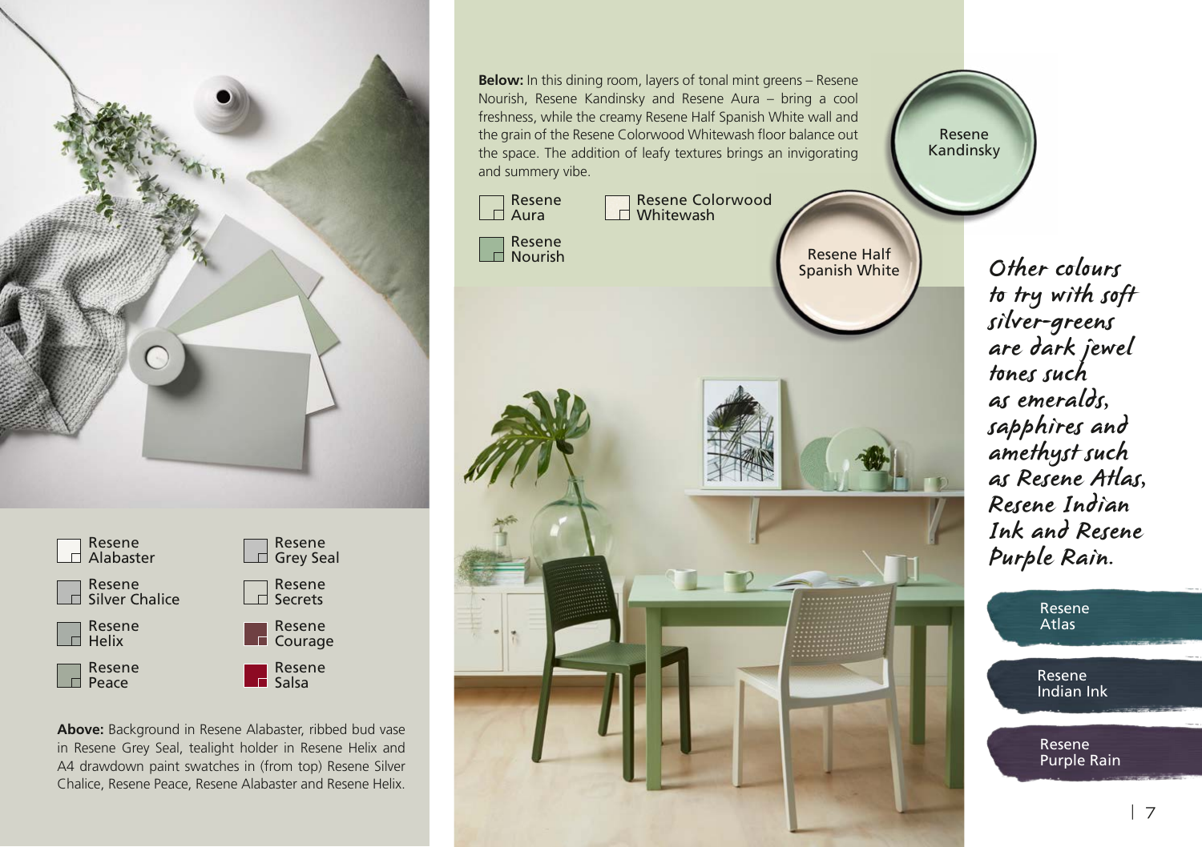Resene Alabaster
Resene Silver Chalice
Resene Helix
Resene Peace
Resene Grey Seal
Resene Secrets
Resene Courage
Resene Salsa

**Above:** Background in Resene Alabaster, ribbed bud vase in Resene Grey Seal, tealight holder in Resene Helix and A4 drawdown paint swatches in (from top) Resene Silver Chalice, Resene Peace, Resene Alabaster and Resene Helix.

**Below:** In this dining room, layers of tonal mint greens – Resene Nourish, Resene Kandinsky and Resene Aura – bring a cool freshness, while the creamy Resene Half Spanish White wall and the grain of the Resene Colorwood Whitewash floor balance out the space. The addition of leafy textures brings an invigorating and summery vibe.

Resene Aura
Resene Nourish
Resene Colorwood Whitewash
Resene Half Spanish White
Resene Kandinsky

*Other colours to try with soft silver-greens are dark jewel tones such as emeralds, sapphires and amethyst such as Resene Atlas, Resene Indian Ink and Resene Purple Rain.*

Resene Atlas
Resene Indian Ink
Resene Purple Rain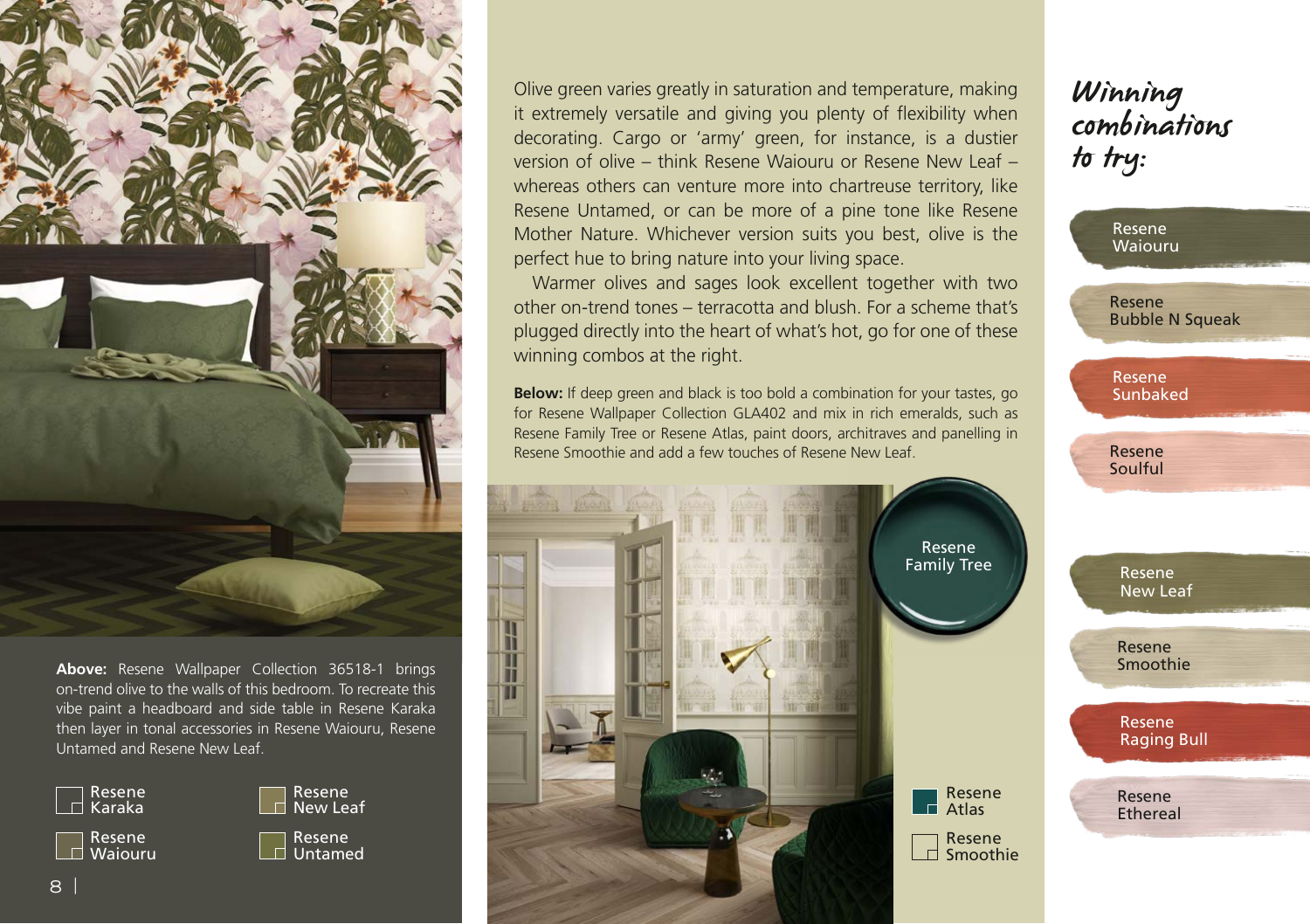**Above:** Resene Wallpaper Collection 36518-1 brings on-trend olive to the walls of this bedroom. To recreate this vibe paint a headboard and side table in Resene Karaka then layer in tonal accessories in Resene Waiouru, Resene Untamed and Resene New Leaf.

Resene Karaka

Resene New Leaf

Resene Waiouru

Resene Untamed

Olive green varies greatly in saturation and temperature, making it extremely versatile and giving you plenty of flexibility when decorating. Cargo or 'army' green, for instance, is a dustier version of olive – think Resene Waiouru or Resene New Leaf – whereas others can venture more into chartreuse territory, like Resene Untamed, or can be more of a pine tone like Resene Mother Nature. Whichever version suits you best, olive is the perfect hue to bring nature into your living space.

Warmer olives and sages look excellent together with two other on-trend tones – terracotta and blush. For a scheme that's plugged directly into the heart of what's hot, go for one of these winning combos at the right.

**Below:** If deep green and black is too bold a combination for your tastes, go for Resene Wallpaper Collection GLA402 and mix in rich emeralds, such as Resene Family Tree or Resene Atlas, paint doors, architraves and panelling in Resene Smoothie and add a few touches of Resene New Leaf.

Resene Family Tree

Resene Atlas

Resene Smoothie

## *Winning combinations to try:*

Resene Waiouru

Resene Bubble N Squeak

Resene Sunbaked

Resene Soulful

Resene New Leaf

Resene Smoothie

Resene Raging Bull

Resene Ethereal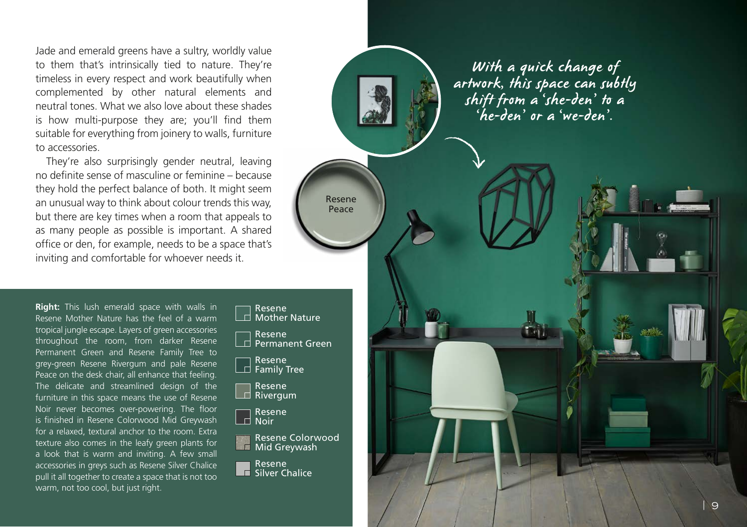Jade and emerald greens have a sultry, worldly value to them that's intrinsically tied to nature. They're timeless in every respect and work beautifully when complemented by other natural elements and neutral tones. What we also love about these shades is how multi-purpose they are; you'll find them suitable for everything from joinery to walls, furniture to accessories.

They're also surprisingly gender neutral, leaving no definite sense of masculine or feminine – because they hold the perfect balance of both. It might seem an unusual way to think about colour trends this way, but there are key times when a room that appeals to as many people as possible is important. A shared office or den, for example, needs to be a space that's inviting and comfortable for whoever needs it.

Resene Peace

*With a quick change of artwork, this space can subtly shift from a 'she-den' to a 'he-den' or a 'we-den'.*

**Right:** This lush emerald space with walls in Resene Mother Nature has the feel of a warm tropical jungle escape. Layers of green accessories throughout the room, from darker Resene Permanent Green and Resene Family Tree to grey-green Resene Rivergum and pale Resene Peace on the desk chair, all enhance that feeling. The delicate and streamlined design of the furniture in this space means the use of Resene Noir never becomes over-powering. The floor is finished in Resene Colorwood Mid Greywash for a relaxed, textural anchor to the room. Extra texture also comes in the leafy green plants for a look that is warm and inviting. A few small accessories in greys such as Resene Silver Chalice pull it all together to create a space that is not too warm, not too cool, but just right.

- Resene Mother Nature
- Resene Permanent Green
- Resene Family Tree
- Resene Rivergum
- Resene Noir
- Resene Colorwood Mid Greywash
- Resene Silver Chalice